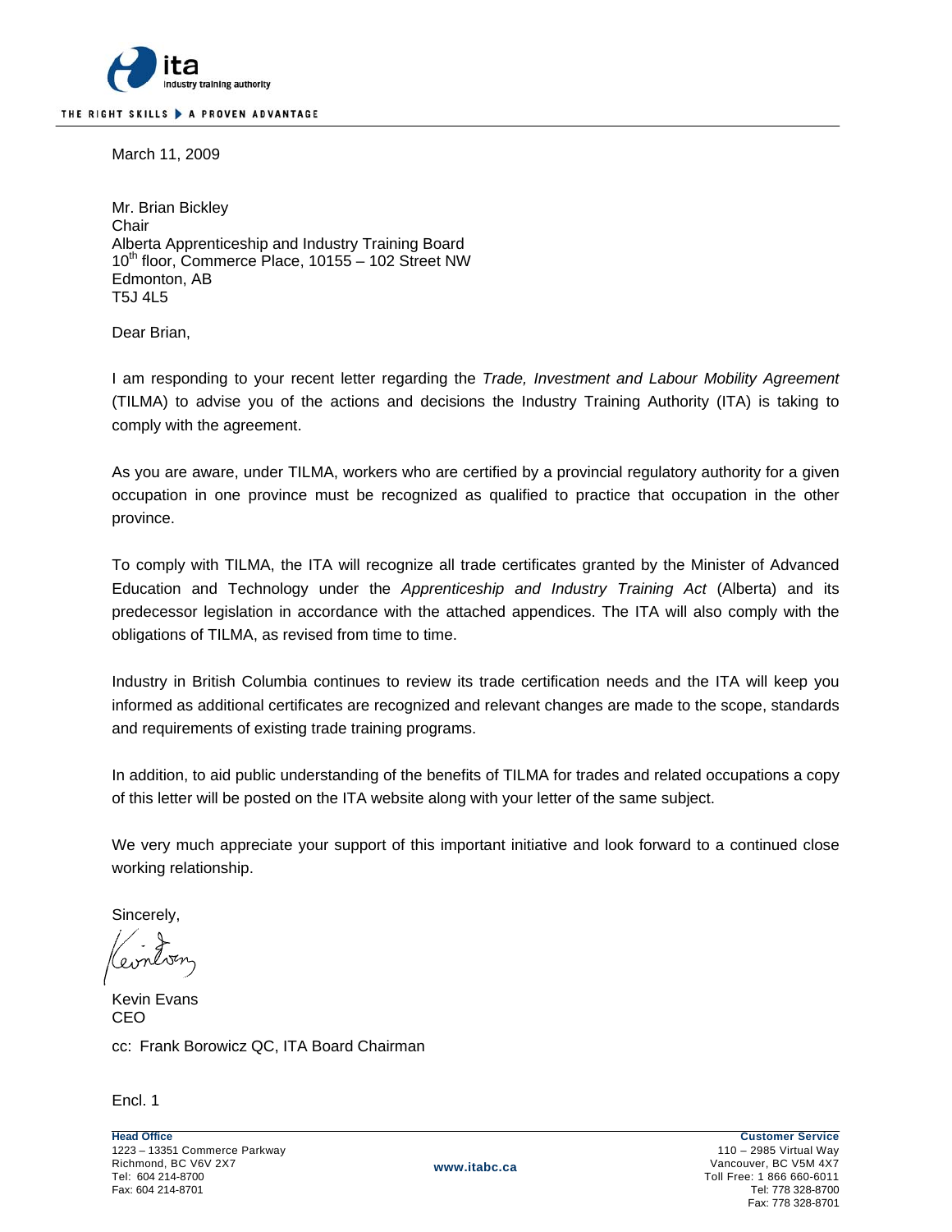ita
Industry training authority

THE RIGHT SKILLS ▶ A PROVEN ADVANTAGE

March 11, 2009

Mr. Brian Bickley
Chair
Alberta Apprenticeship and Industry Training Board
10th floor, Commerce Place, 10155 – 102 Street NW
Edmonton, AB
T5J 4L5

Dear Brian,

I am responding to your recent letter regarding the *Trade, Investment and Labour Mobility Agreement* (TILMA) to advise you of the actions and decisions the Industry Training Authority (ITA) is taking to comply with the agreement.

As you are aware, under TILMA, workers who are certified by a provincial regulatory authority for a given occupation in one province must be recognized as qualified to practice that occupation in the other province.

To comply with TILMA, the ITA will recognize all trade certificates granted by the Minister of Advanced Education and Technology under the *Apprenticeship and Industry Training Act* (Alberta) and its predecessor legislation in accordance with the attached appendices. The ITA will also comply with the obligations of TILMA, as revised from time to time.

Industry in British Columbia continues to review its trade certification needs and the ITA will keep you informed as additional certificates are recognized and relevant changes are made to the scope, standards and requirements of existing trade training programs.

In addition, to aid public understanding of the benefits of TILMA for trades and related occupations a copy of this letter will be posted on the ITA website along with your letter of the same subject.

We very much appreciate your support of this important initiative and look forward to a continued close working relationship.

Sincerely,

Kevin Evans
CEO

cc: Frank Borowicz QC, ITA Board Chairman

Encl. 1

**Head Office**
1223 – 13351 Commerce Parkway
Richmond, BC V6V 2X7
Tel: 604 214-8700
Fax: 604 214-8701

**www.itabc.ca**

**Customer Service**
110 – 2985 Virtual Way
Vancouver, BC V5M 4X7
Toll Free: 1 866 660-6011
Tel: 778 328-8700
Fax: 778 328-8701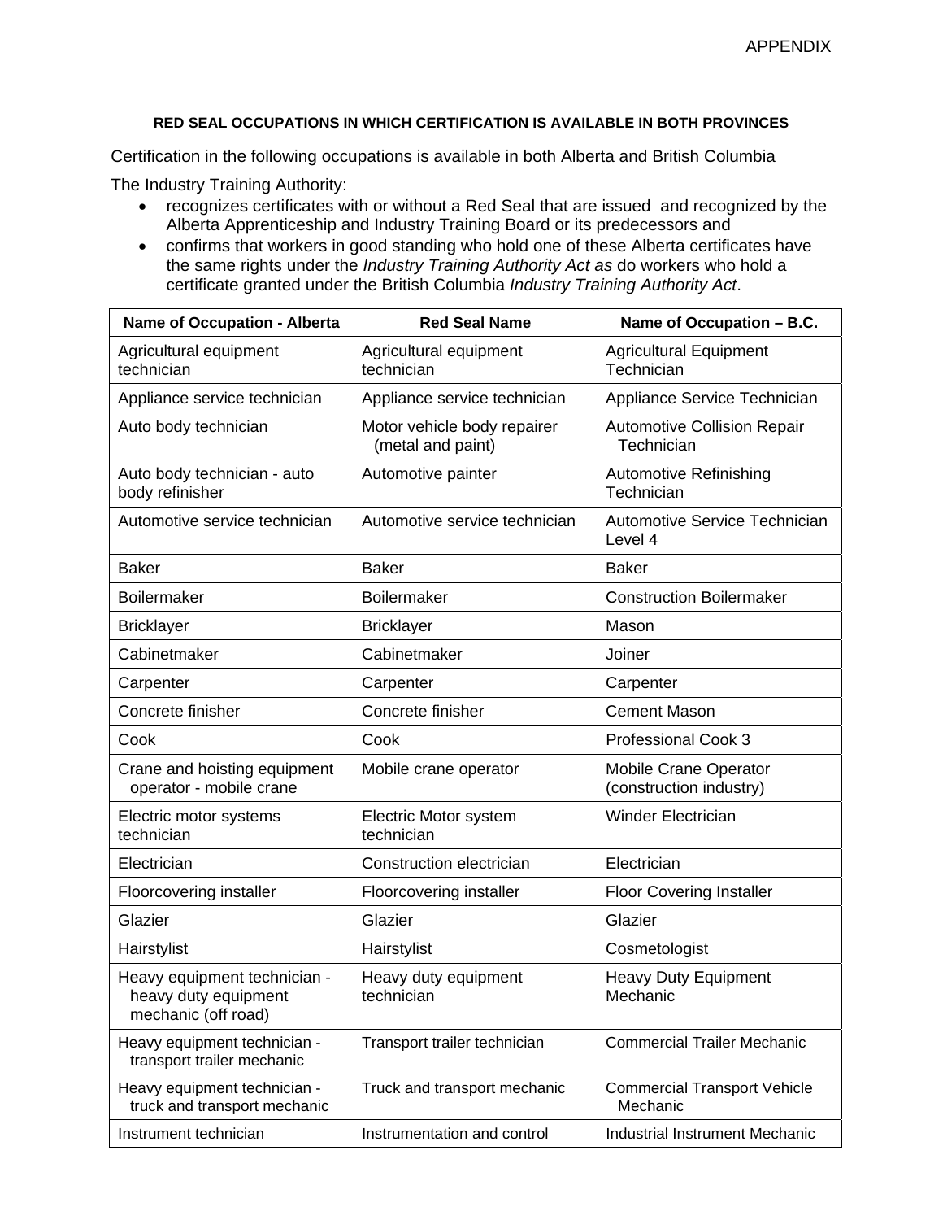APPENDIX

**RED SEAL OCCUPATIONS IN WHICH CERTIFICATION IS AVAILABLE IN BOTH PROVINCES**

Certification in the following occupations is available in both Alberta and British Columbia

The Industry Training Authority:

- recognizes certificates with or without a Red Seal that are issued and recognized by the Alberta Apprenticeship and Industry Training Board or its predecessors and
- confirms that workers in good standing who hold one of these Alberta certificates have the same rights under the *Industry Training Authority Act as* do workers who hold a certificate granted under the British Columbia *Industry Training Authority Act*.

| Name of Occupation - Alberta | Red Seal Name | Name of Occupation – B.C. |
|---|---|---|
| Agricultural equipment technician | Agricultural equipment technician | Agricultural Equipment Technician |
| Appliance service technician | Appliance service technician | Appliance Service Technician |
| Auto body technician | Motor vehicle body repairer (metal and paint) | Automotive Collision Repair Technician |
| Auto body technician - auto body refinisher | Automotive painter | Automotive Refinishing Technician |
| Automotive service technician | Automotive service technician | Automotive Service Technician Level 4 |
| Baker | Baker | Baker |
| Boilermaker | Boilermaker | Construction Boilermaker |
| Bricklayer | Bricklayer | Mason |
| Cabinetmaker | Cabinetmaker | Joiner |
| Carpenter | Carpenter | Carpenter |
| Concrete finisher | Concrete finisher | Cement Mason |
| Cook | Cook | Professional Cook 3 |
| Crane and hoisting equipment operator - mobile crane | Mobile crane operator | Mobile Crane Operator (construction industry) |
| Electric motor systems technician | Electric Motor system technician | Winder Electrician |
| Electrician | Construction electrician | Electrician |
| Floorcovering installer | Floorcovering installer | Floor Covering Installer |
| Glazier | Glazier | Glazier |
| Hairstylist | Hairstylist | Cosmetologist |
| Heavy equipment technician - heavy duty equipment mechanic (off road) | Heavy duty equipment technician | Heavy Duty Equipment Mechanic |
| Heavy equipment technician - transport trailer mechanic | Transport trailer technician | Commercial Trailer Mechanic |
| Heavy equipment technician - truck and transport mechanic | Truck and transport mechanic | Commercial Transport Vehicle Mechanic |
| Instrument technician | Instrumentation and control | Industrial Instrument Mechanic |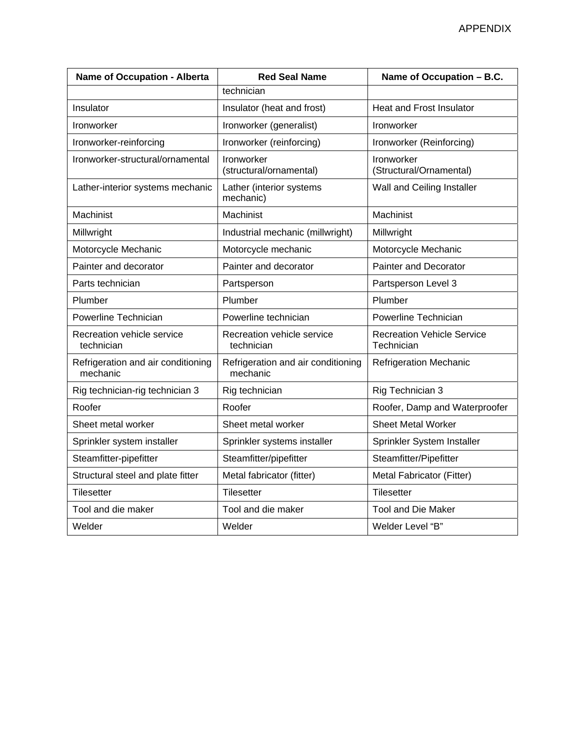| Name of Occupation - Alberta | Red Seal Name | Name of Occupation – B.C. |
|---|---|---|
| | technician | |
| Insulator | Insulator (heat and frost) | Heat and Frost Insulator |
| Ironworker | Ironworker (generalist) | Ironworker |
| Ironworker-reinforcing | Ironworker (reinforcing) | Ironworker (Reinforcing) |
| Ironworker-structural/ornamental | Ironworker (structural/ornamental) | Ironworker (Structural/Ornamental) |
| Lather-interior systems mechanic | Lather (interior systems mechanic) | Wall and Ceiling Installer |
| Machinist | Machinist | Machinist |
| Millwright | Industrial mechanic (millwright) | Millwright |
| Motorcycle Mechanic | Motorcycle mechanic | Motorcycle Mechanic |
| Painter and decorator | Painter and decorator | Painter and Decorator |
| Parts technician | Partsperson | Partsperson Level 3 |
| Plumber | Plumber | Plumber |
| Powerline Technician | Powerline technician | Powerline Technician |
| Recreation vehicle service technician | Recreation vehicle service technician | Recreation Vehicle Service Technician |
| Refrigeration and air conditioning mechanic | Refrigeration and air conditioning mechanic | Refrigeration Mechanic |
| Rig technician-rig technician 3 | Rig technician | Rig Technician 3 |
| Roofer | Roofer | Roofer, Damp and Waterproofer |
| Sheet metal worker | Sheet metal worker | Sheet Metal Worker |
| Sprinkler system installer | Sprinkler systems installer | Sprinkler System Installer |
| Steamfitter-pipefitter | Steamfitter/pipefitter | Steamfitter/Pipefitter |
| Structural steel and plate fitter | Metal fabricator (fitter) | Metal Fabricator (Fitter) |
| Tilesetter | Tilesetter | Tilesetter |
| Tool and die maker | Tool and die maker | Tool and Die Maker |
| Welder | Welder | Welder Level "B" |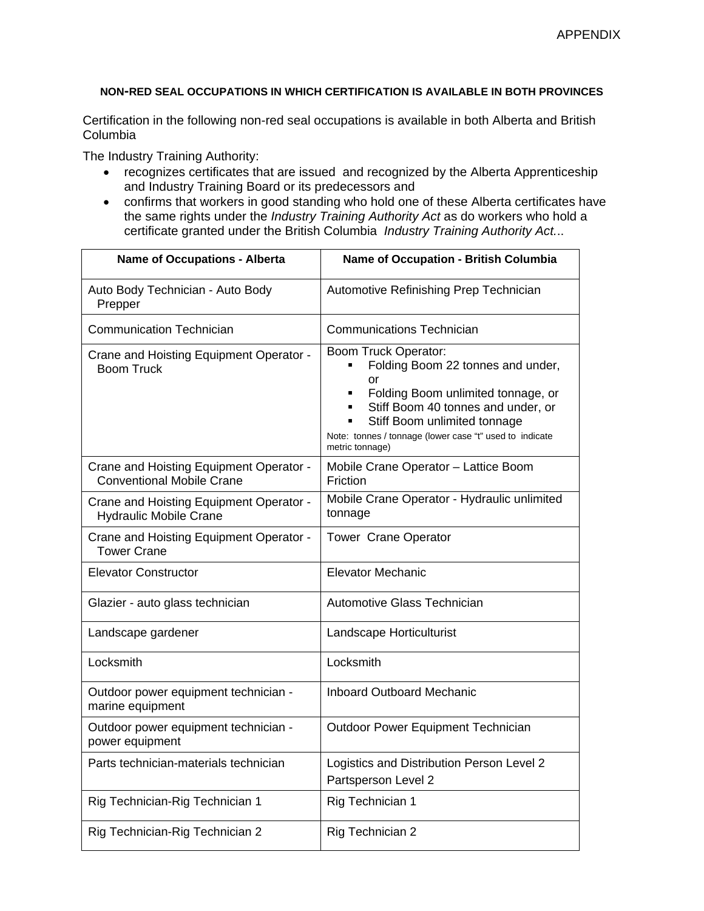APPENDIX

**NON-RED SEAL OCCUPATIONS IN WHICH CERTIFICATION IS AVAILABLE IN BOTH PROVINCES**

Certification in the following non-red seal occupations is available in both Alberta and British Columbia

The Industry Training Authority:

- recognizes certificates that are issued and recognized by the Alberta Apprenticeship and Industry Training Board or its predecessors and
- confirms that workers in good standing who hold one of these Alberta certificates have the same rights under the *Industry Training Authority Act* as do workers who hold a certificate granted under the British Columbia *Industry Training Authority Act...*

| Name of Occupations - Alberta | Name of Occupation - British Columbia |
|---|---|
| Auto Body Technician - Auto Body Prepper | Automotive Refinishing Prep Technician |
| Communication Technician | Communications Technician |
| Crane and Hoisting Equipment Operator - Boom Truck | Boom Truck Operator:<br>▪ Folding Boom 22 tonnes and under, or<br>▪ Folding Boom unlimited tonnage, or<br>▪ Stiff Boom 40 tonnes and under, or<br>▪ Stiff Boom unlimited tonnage<br>Note: tonnes / tonnage (lower case "t" used to indicate metric tonnage) |
| Crane and Hoisting Equipment Operator - Conventional Mobile Crane | Mobile Crane Operator – Lattice Boom Friction |
| Crane and Hoisting Equipment Operator - Hydraulic Mobile Crane | Mobile Crane Operator - Hydraulic unlimited tonnage |
| Crane and Hoisting Equipment Operator - Tower Crane | Tower Crane Operator |
| Elevator Constructor | Elevator Mechanic |
| Glazier - auto glass technician | Automotive Glass Technician |
| Landscape gardener | Landscape Horticulturist |
| Locksmith | Locksmith |
| Outdoor power equipment technician - marine equipment | Inboard Outboard Mechanic |
| Outdoor power equipment technician - power equipment | Outdoor Power Equipment Technician |
| Parts technician-materials technician | Logistics and Distribution Person Level 2<br>Partsperson Level 2 |
| Rig Technician-Rig Technician 1 | Rig Technician 1 |
| Rig Technician-Rig Technician 2 | Rig Technician 2 |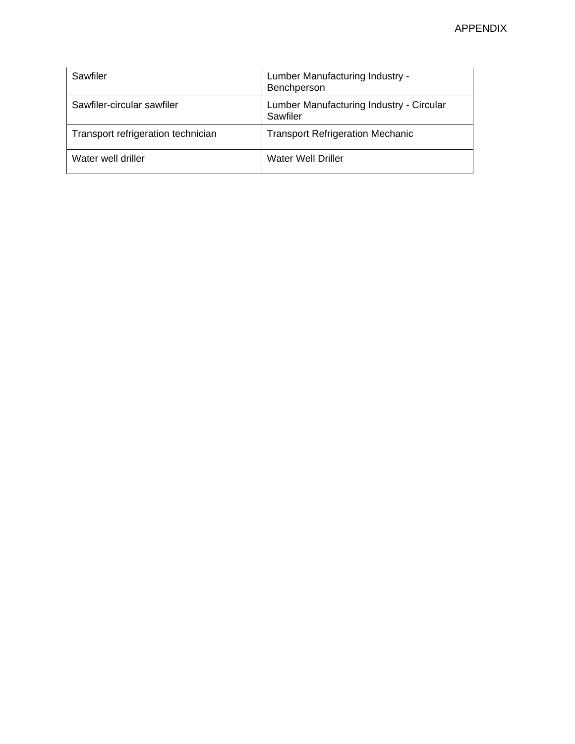| Sawfiler | Lumber Manufacturing Industry - Benchperson |
|---|---|
| Sawfiler-circular sawfiler | Lumber Manufacturing Industry - Circular Sawfiler |
| Transport refrigeration technician | Transport Refrigeration Mechanic |
| Water well driller | Water Well Driller |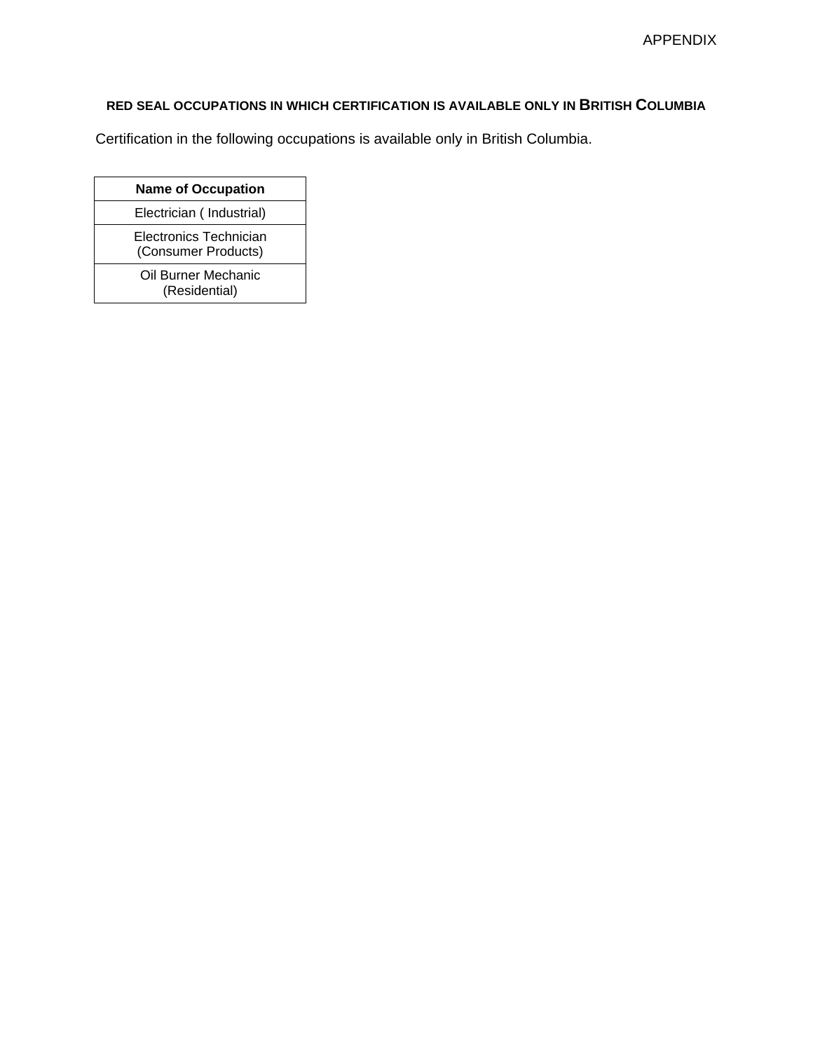APPENDIX

## RED SEAL OCCUPATIONS IN WHICH CERTIFICATION IS AVAILABLE ONLY IN BRITISH COLUMBIA

Certification in the following occupations is available only in British Columbia.

| Name of Occupation |
| --- |
| Electrician ( Industrial) |
| Electronics Technician (Consumer Products) |
| Oil Burner Mechanic (Residential) |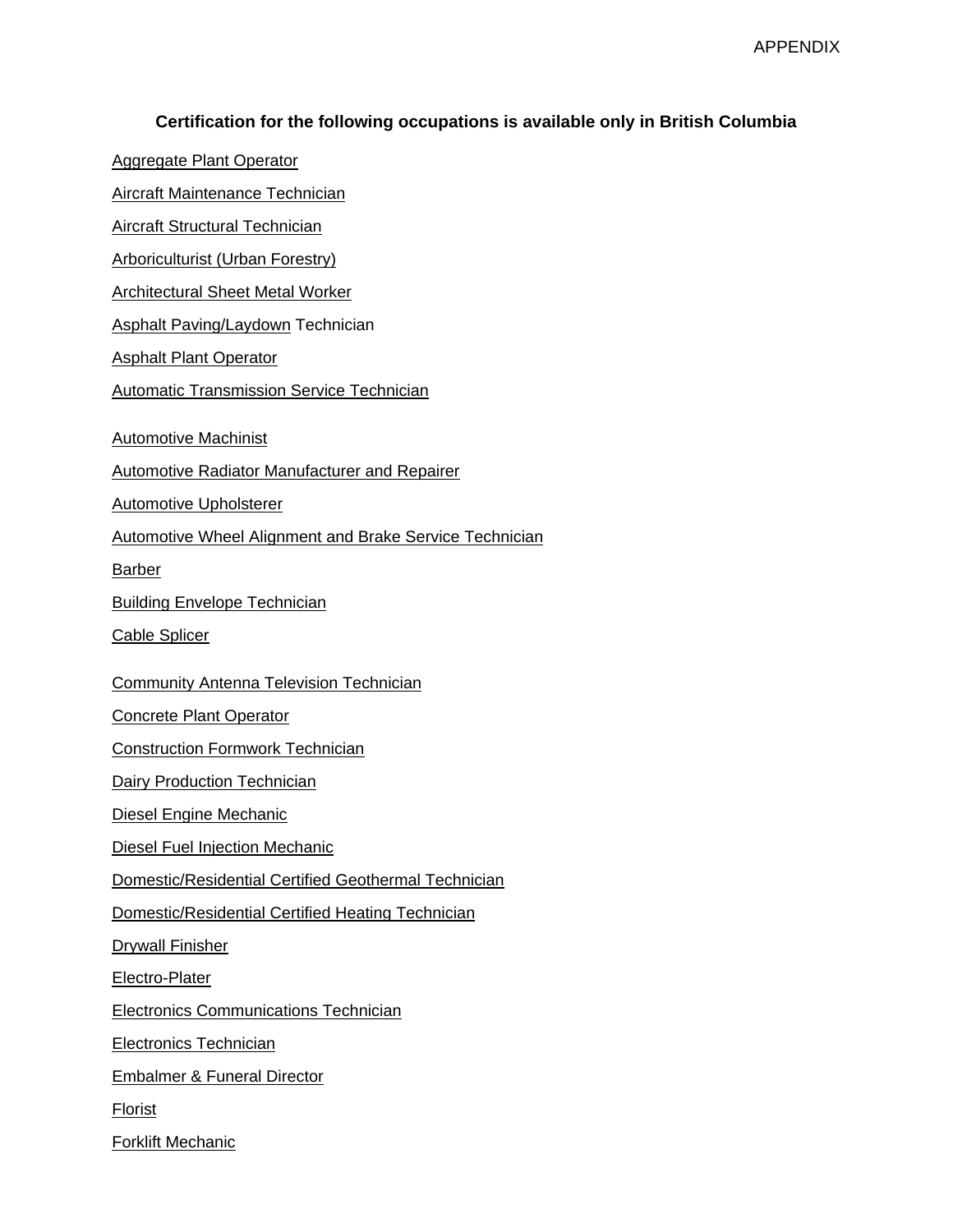APPENDIX

**Certification for the following occupations is available only in British Columbia**

Aggregate Plant Operator

Aircraft Maintenance Technician

Aircraft Structural Technician

Arboriculturist (Urban Forestry)

Architectural Sheet Metal Worker

Asphalt Paving/Laydown Technician

Asphalt Plant Operator

Automatic Transmission Service Technician

Automotive Machinist

Automotive Radiator Manufacturer and Repairer

Automotive Upholsterer

Automotive Wheel Alignment and Brake Service Technician

Barber

Building Envelope Technician

Cable Splicer

Community Antenna Television Technician

Concrete Plant Operator

Construction Formwork Technician

Dairy Production Technician

Diesel Engine Mechanic

Diesel Fuel Injection Mechanic

Domestic/Residential Certified Geothermal Technician

Domestic/Residential Certified Heating Technician

Drywall Finisher

Electro-Plater

Electronics Communications Technician

Electronics Technician

Embalmer & Funeral Director

Florist

Forklift Mechanic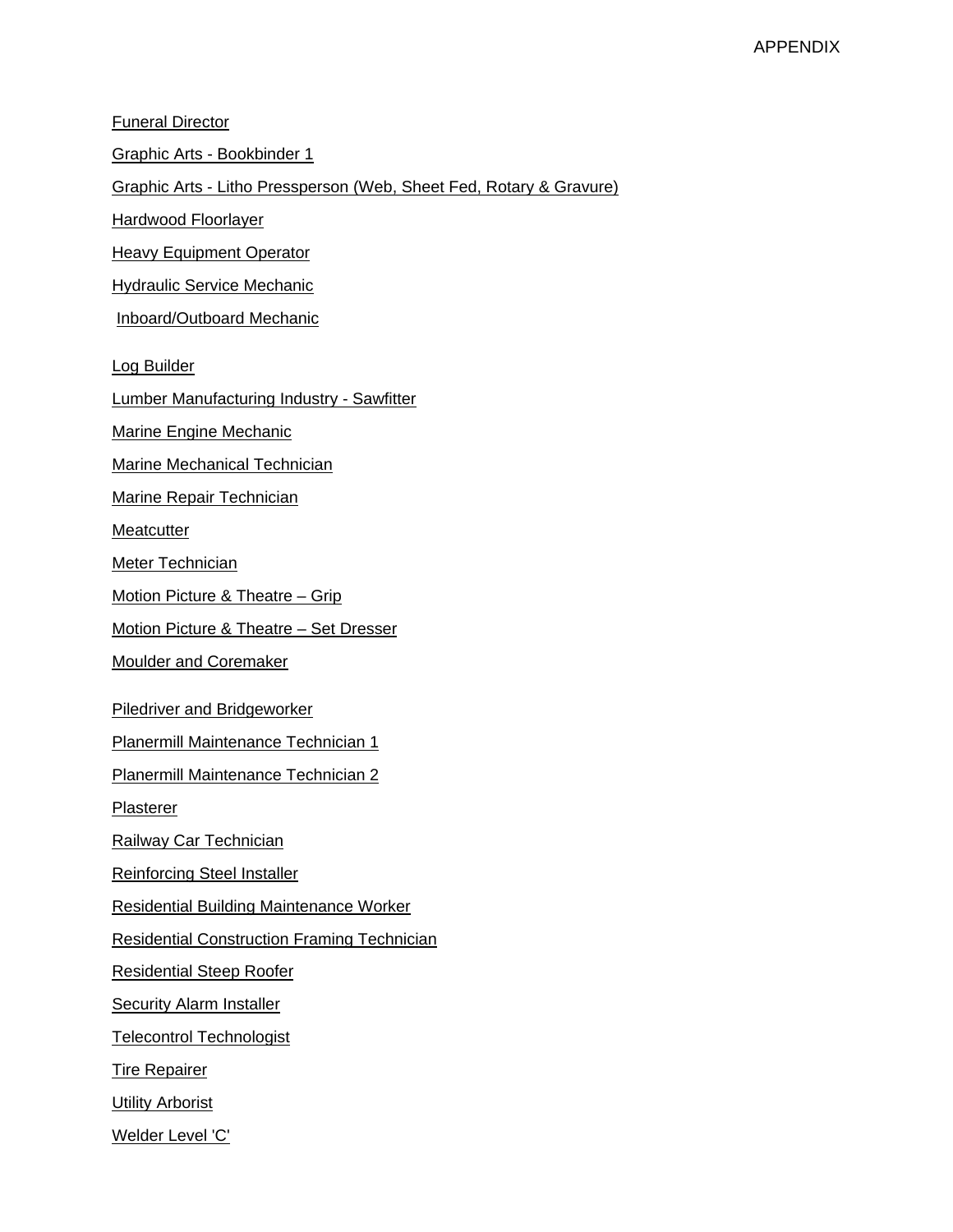Funeral Director

Graphic Arts - Bookbinder 1

Graphic Arts - Litho Pressperson (Web, Sheet Fed, Rotary & Gravure)

Hardwood Floorlayer

Heavy Equipment Operator

Hydraulic Service Mechanic

Inboard/Outboard Mechanic

Log Builder

Lumber Manufacturing Industry - Sawfitter

Marine Engine Mechanic

Marine Mechanical Technician

Marine Repair Technician

Meatcutter

Meter Technician

Motion Picture & Theatre – Grip

Motion Picture & Theatre – Set Dresser

Moulder and Coremaker

Piledriver and Bridgeworker

Planermill Maintenance Technician 1

Planermill Maintenance Technician 2

Plasterer

Railway Car Technician

Reinforcing Steel Installer

Residential Building Maintenance Worker

Residential Construction Framing Technician

Residential Steep Roofer

Security Alarm Installer

Telecontrol Technologist

Tire Repairer

Utility Arborist

Welder Level 'C'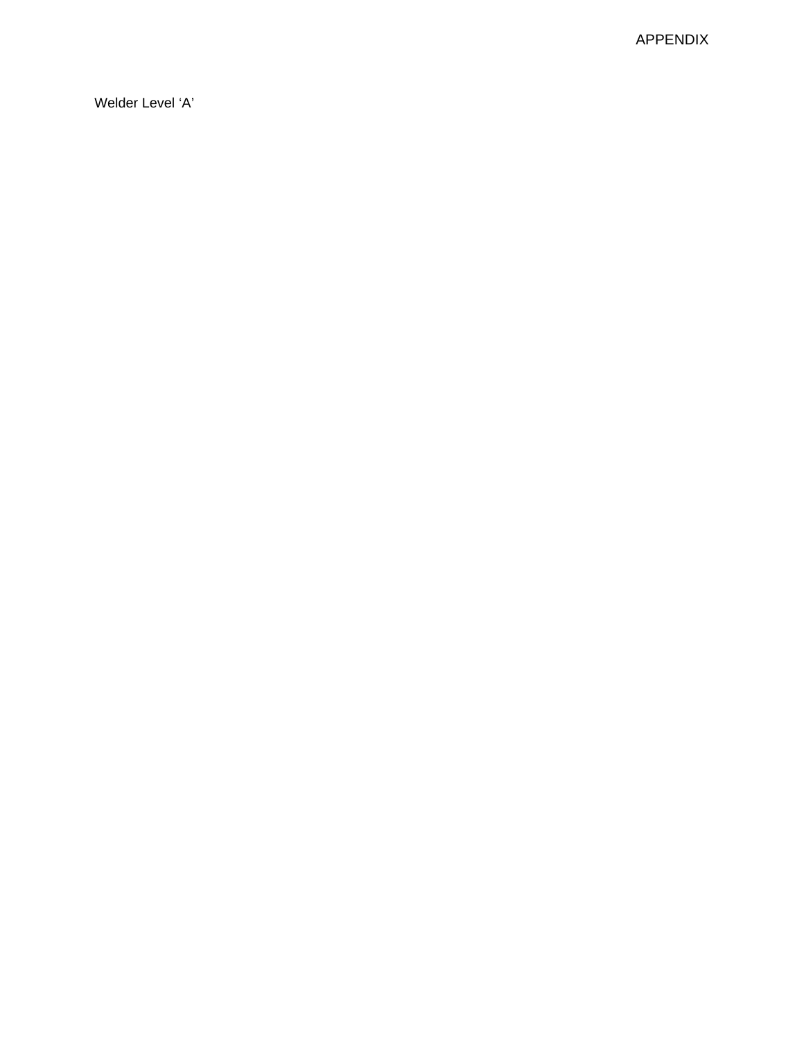APPENDIX

Welder Level ‘A’